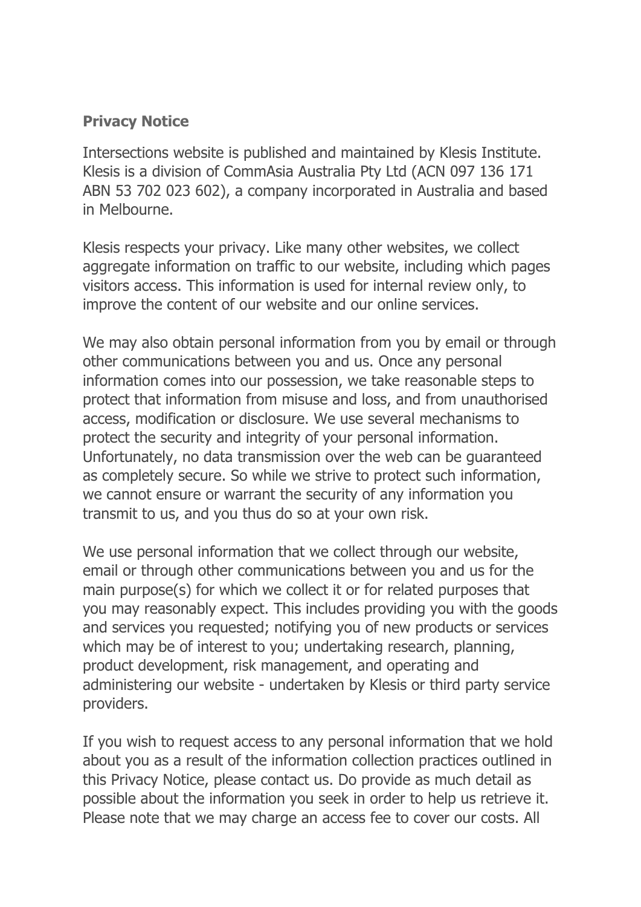**Privacy Notice**

Intersections website is published and maintained by Klesis Institute. Klesis is a division of CommAsia Australia Pty Ltd (ACN 097 136 171 ABN 53 702 023 602), a company incorporated in Australia and based in Melbourne.

Klesis respects your privacy. Like many other websites, we collect aggregate information on traffic to our website, including which pages visitors access. This information is used for internal review only, to improve the content of our website and our online services.

We may also obtain personal information from you by email or through other communications between you and us. Once any personal information comes into our possession, we take reasonable steps to protect that information from misuse and loss, and from unauthorised access, modification or disclosure. We use several mechanisms to protect the security and integrity of your personal information. Unfortunately, no data transmission over the web can be guaranteed as completely secure. So while we strive to protect such information, we cannot ensure or warrant the security of any information you transmit to us, and you thus do so at your own risk.

We use personal information that we collect through our website, email or through other communications between you and us for the main purpose(s) for which we collect it or for related purposes that you may reasonably expect. This includes providing you with the goods and services you requested; notifying you of new products or services which may be of interest to you; undertaking research, planning, product development, risk management, and operating and administering our website - undertaken by Klesis or third party service providers.

If you wish to request access to any personal information that we hold about you as a result of the information collection practices outlined in this Privacy Notice, please contact us. Do provide as much detail as possible about the information you seek in order to help us retrieve it. Please note that we may charge an access fee to cover our costs. All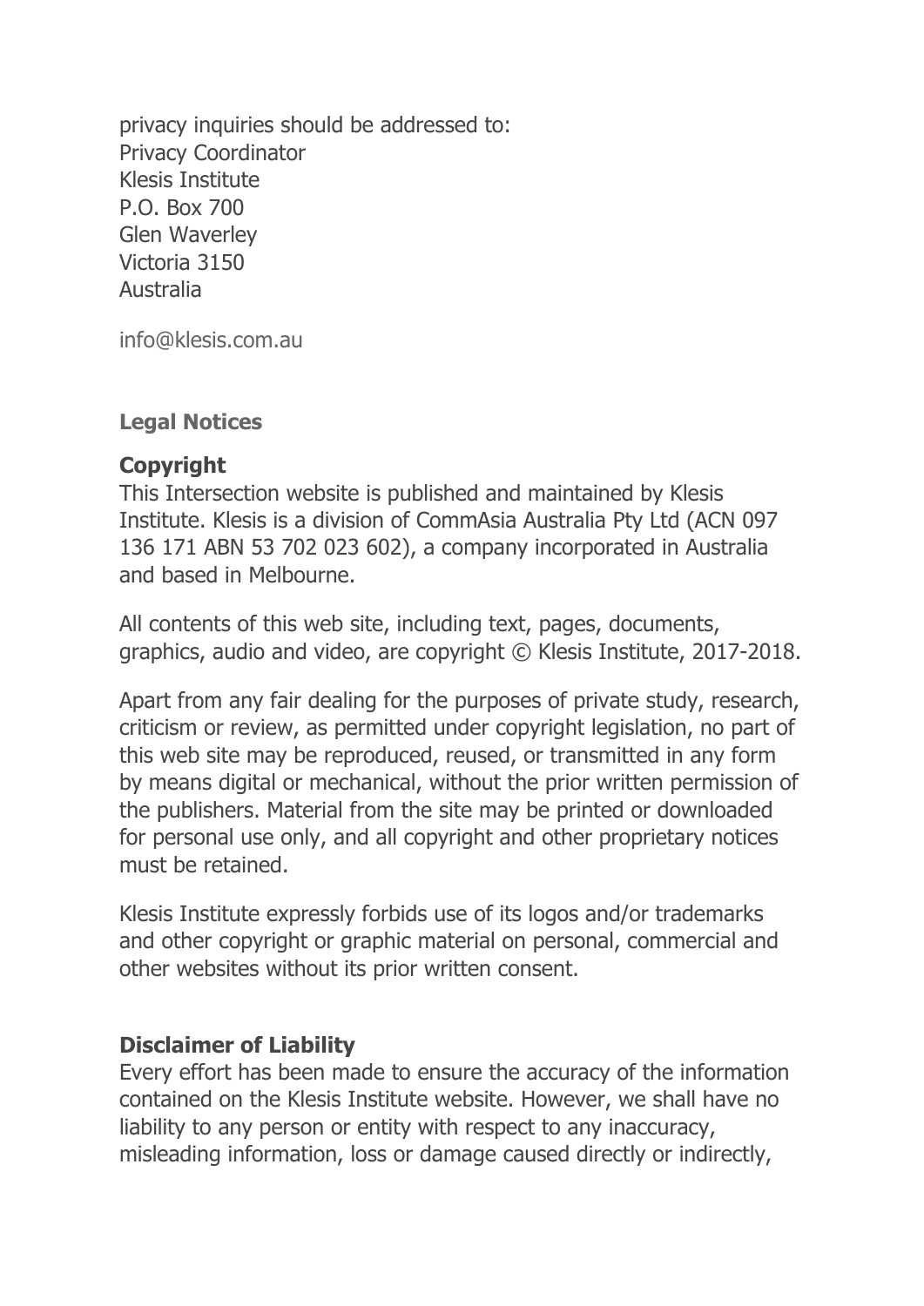privacy inquiries should be addressed to:
Privacy Coordinator
Klesis Institute
P.O. Box 700
Glen Waverley
Victoria 3150
Australia

info@klesis.com.au

**Legal Notices**

**Copyright**
This Intersection website is published and maintained by Klesis Institute. Klesis is a division of CommAsia Australia Pty Ltd (ACN 097 136 171 ABN 53 702 023 602), a company incorporated in Australia and based in Melbourne.

All contents of this web site, including text, pages, documents, graphics, audio and video, are copyright © Klesis Institute, 2017-2018.

Apart from any fair dealing for the purposes of private study, research, criticism or review, as permitted under copyright legislation, no part of this web site may be reproduced, reused, or transmitted in any form by means digital or mechanical, without the prior written permission of the publishers. Material from the site may be printed or downloaded for personal use only, and all copyright and other proprietary notices must be retained.

Klesis Institute expressly forbids use of its logos and/or trademarks and other copyright or graphic material on personal, commercial and other websites without its prior written consent.

**Disclaimer of Liability**
Every effort has been made to ensure the accuracy of the information contained on the Klesis Institute website. However, we shall have no liability to any person or entity with respect to any inaccuracy, misleading information, loss or damage caused directly or indirectly,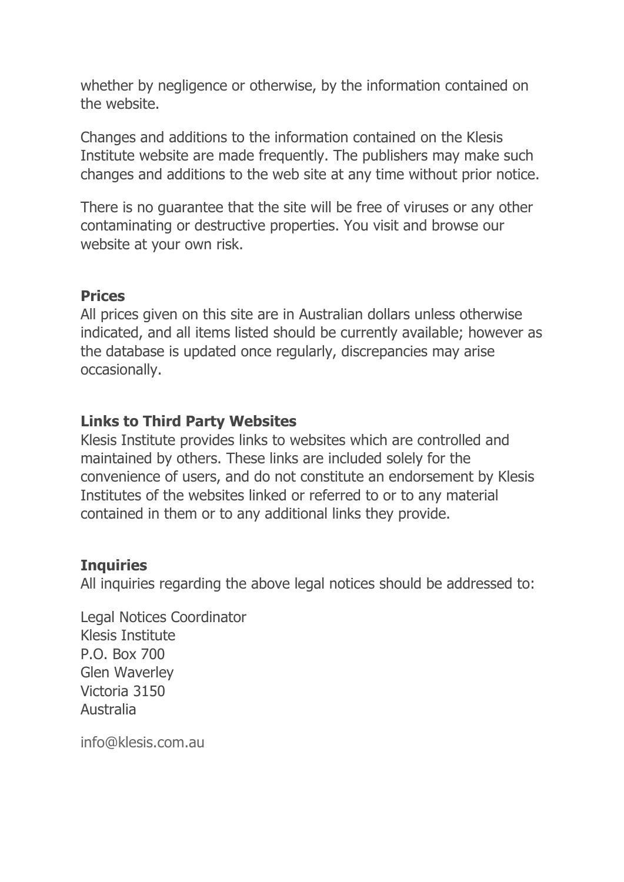whether by negligence or otherwise, by the information contained on the website.

Changes and additions to the information contained on the Klesis Institute website are made frequently. The publishers may make such changes and additions to the web site at any time without prior notice.

There is no guarantee that the site will be free of viruses or any other contaminating or destructive properties. You visit and browse our website at your own risk.

**Prices**

All prices given on this site are in Australian dollars unless otherwise indicated, and all items listed should be currently available; however as the database is updated once regularly, discrepancies may arise occasionally.

**Links to Third Party Websites**

Klesis Institute provides links to websites which are controlled and maintained by others. These links are included solely for the convenience of users, and do not constitute an endorsement by Klesis Institutes of the websites linked or referred to or to any material contained in them or to any additional links they provide.

**Inquiries**

All inquiries regarding the above legal notices should be addressed to:

Legal Notices Coordinator
Klesis Institute
P.O. Box 700
Glen Waverley
Victoria 3150
Australia

info@klesis.com.au